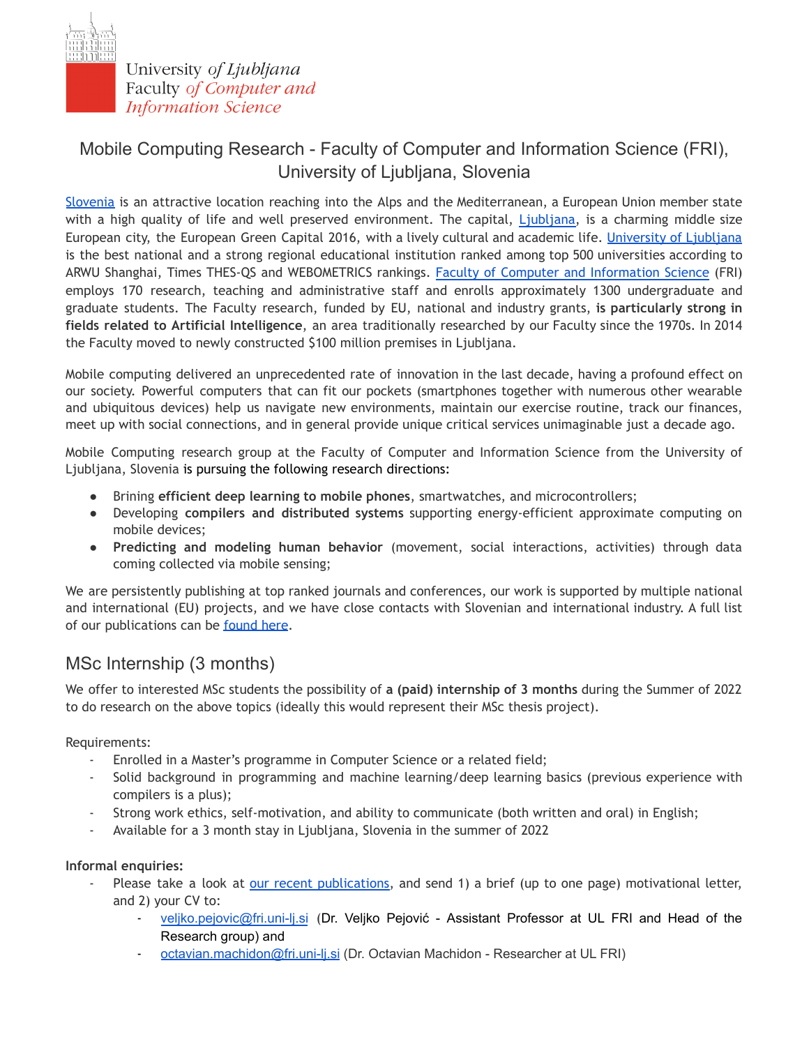University *of Ljubljana*
Faculty *of Computer and Information Science*

# Mobile Computing Research - Faculty of Computer and Information Science (FRI), University of Ljubljana, Slovenia

[Slovenia](#) is an attractive location reaching into the Alps and the Mediterranean, a European Union member state with a high quality of life and well preserved environment. The capital, [Ljubljana](#), is a charming middle size European city, the European Green Capital 2016, with a lively cultural and academic life. [University of Ljubljana](#) is the best national and a strong regional educational institution ranked among top 500 universities according to ARWU Shanghai, Times THES-QS and WEBOMETRICS rankings. [Faculty of Computer and Information Science](#) (FRI) employs 170 research, teaching and administrative staff and enrolls approximately 1300 undergraduate and graduate students. The Faculty research, funded by EU, national and industry grants, **is particularly strong in fields related to Artificial Intelligence**, an area traditionally researched by our Faculty since the 1970s. In 2014 the Faculty moved to newly constructed $100 million premises in Ljubljana.

Mobile computing delivered an unprecedented rate of innovation in the last decade, having a profound effect on our society. Powerful computers that can fit our pockets (smartphones together with numerous other wearable and ubiquitous devices) help us navigate new environments, maintain our exercise routine, track our finances, meet up with social connections, and in general provide unique critical services unimaginable just a decade ago.

Mobile Computing research group at the Faculty of Computer and Information Science from the University of Ljubljana, Slovenia is pursuing the following research directions:

- Brining **efficient deep learning to mobile phones**, smartwatches, and microcontrollers;
- Developing **compilers and distributed systems** supporting energy-efficient approximate computing on mobile devices;
- **Predicting and modeling human behavior** (movement, social interactions, activities) through data coming collected via mobile sensing;

We are persistently publishing at top ranked journals and conferences, our work is supported by multiple national and international (EU) projects, and we have close contacts with Slovenian and international industry. A full list of our publications can be [found here](#).

## MSc Internship (3 months)

We offer to interested MSc students the possibility of **a (paid) internship of 3 months** during the Summer of 2022 to do research on the above topics (ideally this would represent their MSc thesis project).

Requirements:

- Enrolled in a Master's programme in Computer Science or a related field;
- Solid background in programming and machine learning/deep learning basics (previous experience with compilers is a plus);
- Strong work ethics, self-motivation, and ability to communicate (both written and oral) in English;
- Available for a 3 month stay in Ljubljana, Slovenia in the summer of 2022

**Informal enquiries:**

- Please take a look at [our recent publications](#), and send 1) a brief (up to one page) motivational letter, and 2) your CV to:
  - [veljko.pejovic@fri.uni-lj.si](mailto:veljko.pejovic@fri.uni-lj.si) (Dr. Veljko Pejović - Assistant Professor at UL FRI and Head of the Research group) and
  - [octavian.machidon@fri.uni-lj.si](mailto:octavian.machidon@fri.uni-lj.si) (Dr. Octavian Machidon - Researcher at UL FRI)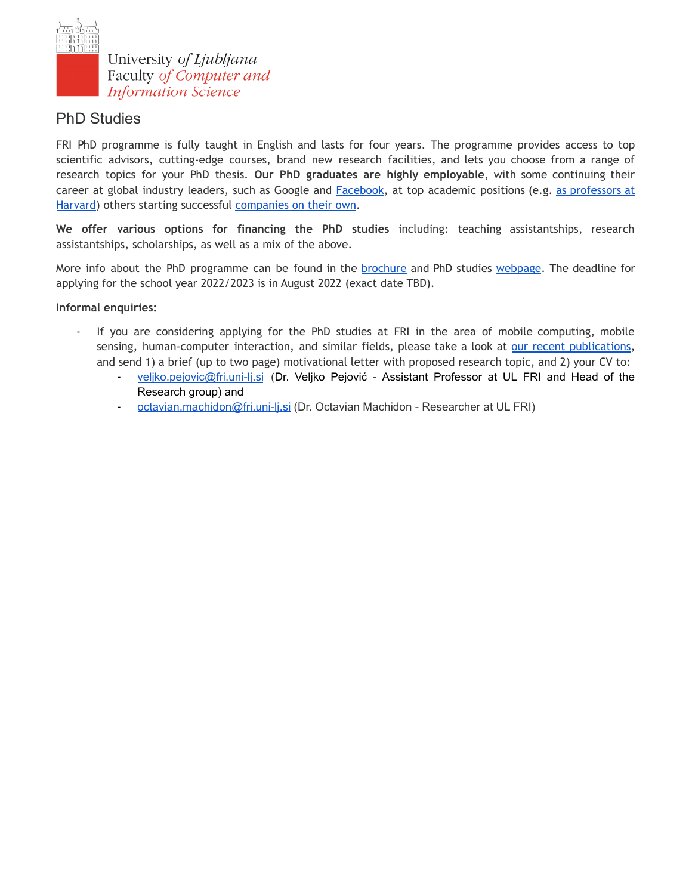University *of Ljubljana*
Faculty *of Computer and Information Science*

## PhD Studies

FRI PhD programme is fully taught in English and lasts for four years. The programme provides access to top scientific advisors, cutting-edge courses, brand new research facilities, and lets you choose from a range of research topics for your PhD thesis. **Our PhD graduates are highly employable**, with some continuing their career at global industry leaders, such as Google and Facebook, at top academic positions (e.g. as professors at Harvard) others starting successful companies on their own.

**We offer various options for financing the PhD studies** including: teaching assistantships, research assistantships, scholarships, as well as a mix of the above.

More info about the PhD programme can be found in the brochure and PhD studies webpage. The deadline for applying for the school year 2022/2023 is in August 2022 (exact date TBD).

**Informal enquiries:**

- If you are considering applying for the PhD studies at FRI in the area of mobile computing, mobile sensing, human-computer interaction, and similar fields, please take a look at our recent publications, and send 1) a brief (up to two page) motivational letter with proposed research topic, and 2) your CV to:
  - veljko.pejovic@fri.uni-lj.si (Dr. Veljko Pejović - Assistant Professor at UL FRI and Head of the Research group) and
  - octavian.machidon@fri.uni-lj.si (Dr. Octavian Machidon - Researcher at UL FRI)